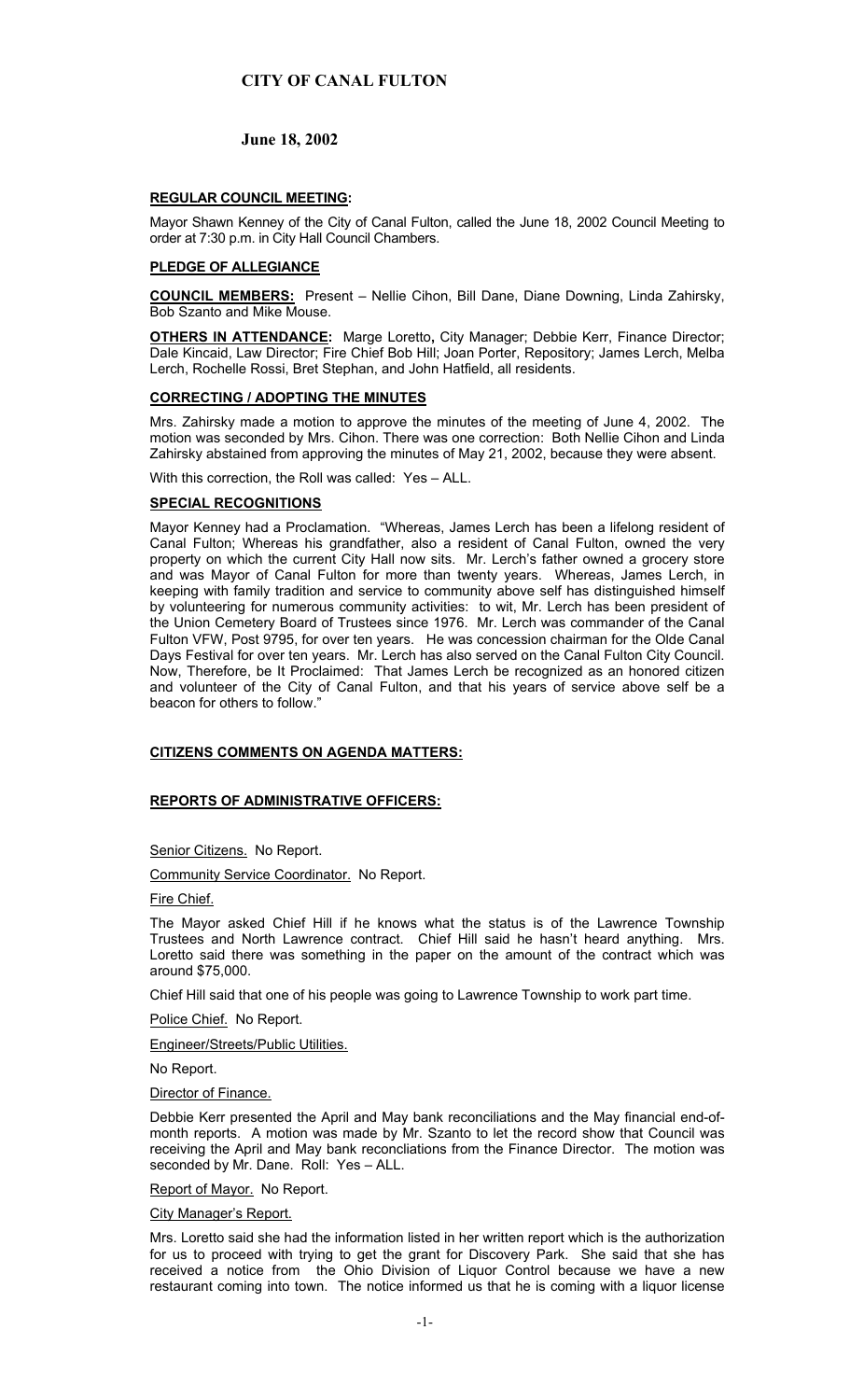# CITY OF CANAL FULTON

## June 18, 2002

### REGULAR COUNCIL MEETING:

Mayor Shawn Kenney of the City of Canal Fulton, called the June 18, 2002 Council Meeting to order at 7:30 p.m. in City Hall Council Chambers.

### PLEDGE OF ALLEGIANCE

**COUNCIL MEMBERS:** Present – Nellie Cihon, Bill Dane, Diane Downing, Linda Zahirsky, Bob Szanto and Mike Mouse.

**OTHERS IN ATTENDANCE:** Marge Loretto**,** City Manager; Debbie Kerr, Finance Director; Dale Kincaid, Law Director; Fire Chief Bob Hill; Joan Porter, Repository; James Lerch, Melba Lerch, Rochelle Rossi, Bret Stephan, and John Hatfield, all residents.

### CORRECTING / ADOPTING THE MINUTES

Mrs. Zahirsky made a motion to approve the minutes of the meeting of June 4, 2002. The motion was seconded by Mrs. Cihon. There was one correction: Both Nellie Cihon and Linda Zahirsky abstained from approving the minutes of May 21, 2002, because they were absent.

With this correction, the Roll was called: Yes – ALL.

### SPECIAL RECOGNITIONS

Mayor Kenney had a Proclamation. "Whereas, James Lerch has been a lifelong resident of Canal Fulton; Whereas his grandfather, also a resident of Canal Fulton, owned the very property on which the current City Hall now sits. Mr. Lerch's father owned a grocery store and was Mayor of Canal Fulton for more than twenty years. Whereas, James Lerch, in keeping with family tradition and service to community above self has distinguished himself by volunteering for numerous community activities: to wit, Mr. Lerch has been president of the Union Cemetery Board of Trustees since 1976. Mr. Lerch was commander of the Canal Fulton VFW, Post 9795, for over ten years. He was concession chairman for the Olde Canal Days Festival for over ten years. Mr. Lerch has also served on the Canal Fulton City Council. Now, Therefore, be It Proclaimed: That James Lerch be recognized as an honored citizen and volunteer of the City of Canal Fulton, and that his years of service above self be a beacon for others to follow."

### CITIZENS COMMENTS ON AGENDA MATTERS:

### REPORTS OF ADMINISTRATIVE OFFICERS:

Senior Citizens. No Report.

Community Service Coordinator. No Report.

Fire Chief.

The Mayor asked Chief Hill if he knows what the status is of the Lawrence Township Trustees and North Lawrence contract. Chief Hill said he hasn't heard anything. Mrs. Loretto said there was something in the paper on the amount of the contract which was around $75,000.

Chief Hill said that one of his people was going to Lawrence Township to work part time.

Police Chief. No Report.

Engineer/Streets/Public Utilities.

No Report.

Director of Finance.

Debbie Kerr presented the April and May bank reconciliations and the May financial end-of-month reports. A motion was made by Mr. Szanto to let the record show that Council was receiving the April and May bank reconcliations from the Finance Director. The motion was seconded by Mr. Dane. Roll: Yes – ALL.

Report of Mayor. No Report.

City Manager's Report.

Mrs. Loretto said she had the information listed in her written report which is the authorization for us to proceed with trying to get the grant for Discovery Park. She said that she has received a notice from the Ohio Division of Liquor Control because we have a new restaurant coming into town. The notice informed us that he is coming with a liquor license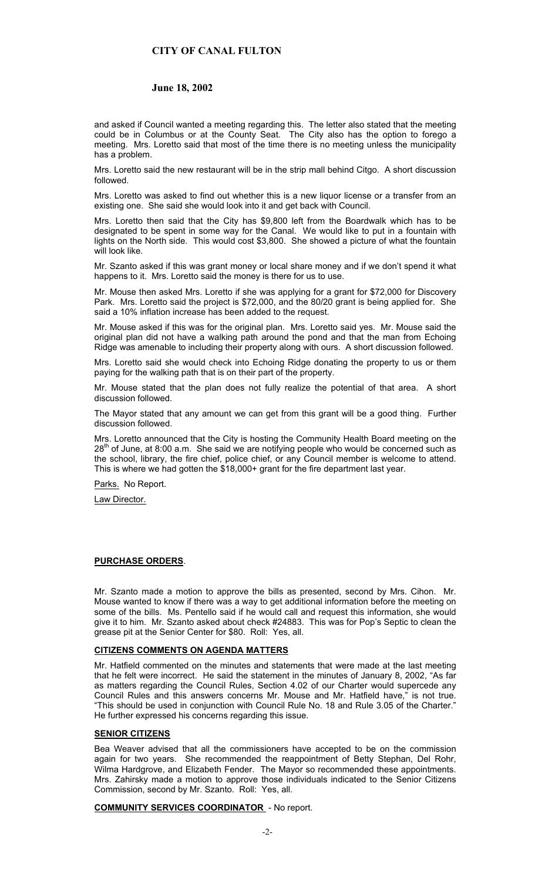and asked if Council wanted a meeting regarding this. The letter also stated that the meeting could be in Columbus or at the County Seat. The City also has the option to forego a meeting. Mrs. Loretto said that most of the time there is no meeting unless the municipality has a problem.

Mrs. Loretto said the new restaurant will be in the strip mall behind Citgo. A short discussion followed.

Mrs. Loretto was asked to find out whether this is a new liquor license or a transfer from an existing one. She said she would look into it and get back with Council.

Mrs. Loretto then said that the City has $9,800 left from the Boardwalk which has to be designated to be spent in some way for the Canal. We would like to put in a fountain with lights on the North side. This would cost $3,800. She showed a picture of what the fountain will look like.

Mr. Szanto asked if this was grant money or local share money and if we don't spend it what happens to it. Mrs. Loretto said the money is there for us to use.

Mr. Mouse then asked Mrs. Loretto if she was applying for a grant for $72,000 for Discovery Park. Mrs. Loretto said the project is $72,000, and the 80/20 grant is being applied for. She said a 10% inflation increase has been added to the request.

Mr. Mouse asked if this was for the original plan. Mrs. Loretto said yes. Mr. Mouse said the original plan did not have a walking path around the pond and that the man from Echoing Ridge was amenable to including their property along with ours. A short discussion followed.

Mrs. Loretto said she would check into Echoing Ridge donating the property to us or them paying for the walking path that is on their part of the property.

Mr. Mouse stated that the plan does not fully realize the potential of that area. A short discussion followed.

The Mayor stated that any amount we can get from this grant will be a good thing. Further discussion followed.

Mrs. Loretto announced that the City is hosting the Community Health Board meeting on the 28th of June, at 8:00 a.m. She said we are notifying people who would be concerned such as the school, library, the fire chief, police chief, or any Council member is welcome to attend. This is where we had gotten the $18,000+ grant for the fire department last year.

Parks. No Report.

Law Director.

## PURCHASE ORDERS.

Mr. Szanto made a motion to approve the bills as presented, second by Mrs. Cihon. Mr. Mouse wanted to know if there was a way to get additional information before the meeting on some of the bills. Ms. Pentello said if he would call and request this information, she would give it to him. Mr. Szanto asked about check #24883. This was for Pop's Septic to clean the grease pit at the Senior Center for $80. Roll: Yes, all.

## CITIZENS COMMENTS ON AGENDA MATTERS

Mr. Hatfield commented on the minutes and statements that were made at the last meeting that he felt were incorrect. He said the statement in the minutes of January 8, 2002, "As far as matters regarding the Council Rules, Section 4.02 of our Charter would supercede any Council Rules and this answers concerns Mr. Mouse and Mr. Hatfield have," is not true. "This should be used in conjunction with Council Rule No. 18 and Rule 3.05 of the Charter." He further expressed his concerns regarding this issue.

## SENIOR CITIZENS

Bea Weaver advised that all the commissioners have accepted to be on the commission again for two years. She recommended the reappointment of Betty Stephan, Del Rohr, Wilma Hardgrove, and Elizabeth Fender. The Mayor so recommended these appointments. Mrs. Zahirsky made a motion to approve those individuals indicated to the Senior Citizens Commission, second by Mr. Szanto. Roll: Yes, all.

## COMMUNITY SERVICES COORDINATOR - No report.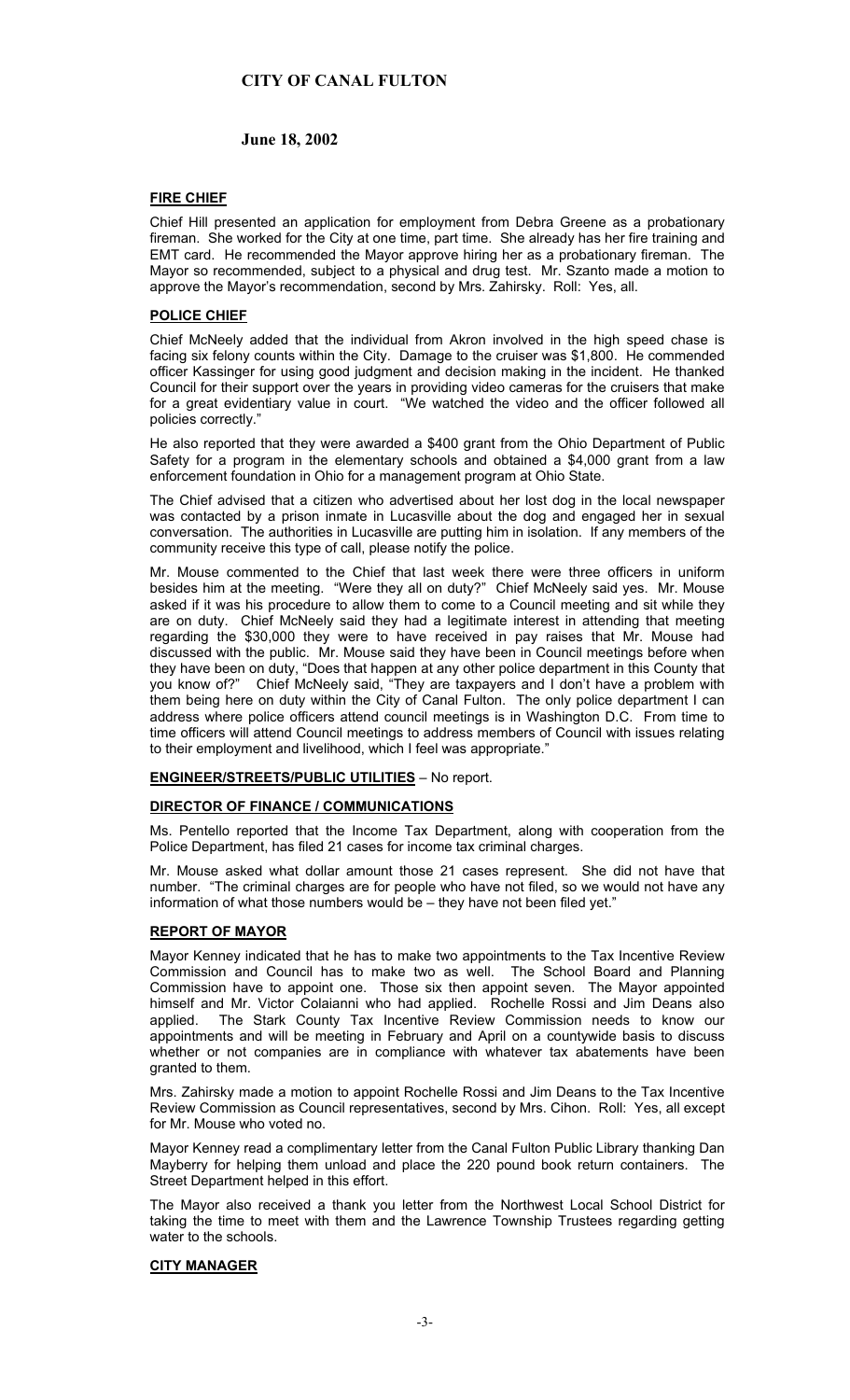# CITY OF CANAL FULTON

**June 18, 2002**

## FIRE CHIEF

Chief Hill presented an application for employment from Debra Greene as a probationary fireman. She worked for the City at one time, part time. She already has her fire training and EMT card. He recommended the Mayor approve hiring her as a probationary fireman. The Mayor so recommended, subject to a physical and drug test. Mr. Szanto made a motion to approve the Mayor's recommendation, second by Mrs. Zahirsky. Roll: Yes, all.

## POLICE CHIEF

Chief McNeely added that the individual from Akron involved in the high speed chase is facing six felony counts within the City. Damage to the cruiser was $1,800. He commended officer Kassinger for using good judgment and decision making in the incident. He thanked Council for their support over the years in providing video cameras for the cruisers that make for a great evidentiary value in court. "We watched the video and the officer followed all policies correctly."

He also reported that they were awarded a $400 grant from the Ohio Department of Public Safety for a program in the elementary schools and obtained a $4,000 grant from a law enforcement foundation in Ohio for a management program at Ohio State.

The Chief advised that a citizen who advertised about her lost dog in the local newspaper was contacted by a prison inmate in Lucasville about the dog and engaged her in sexual conversation. The authorities in Lucasville are putting him in isolation. If any members of the community receive this type of call, please notify the police.

Mr. Mouse commented to the Chief that last week there were three officers in uniform besides him at the meeting. "Were they all on duty?" Chief McNeely said yes. Mr. Mouse asked if it was his procedure to allow them to come to a Council meeting and sit while they are on duty. Chief McNeely said they had a legitimate interest in attending that meeting regarding the $30,000 they were to have received in pay raises that Mr. Mouse had discussed with the public. Mr. Mouse said they have been in Council meetings before when they have been on duty, "Does that happen at any other police department in this County that you know of?" Chief McNeely said, "They are taxpayers and I don't have a problem with them being here on duty within the City of Canal Fulton. The only police department I can address where police officers attend council meetings is in Washington D.C. From time to time officers will attend Council meetings to address members of Council with issues relating to their employment and livelihood, which I feel was appropriate."

## ENGINEER/STREETS/PUBLIC UTILITIES – No report.

## DIRECTOR OF FINANCE / COMMUNICATIONS

Ms. Pentello reported that the Income Tax Department, along with cooperation from the Police Department, has filed 21 cases for income tax criminal charges.

Mr. Mouse asked what dollar amount those 21 cases represent. She did not have that number. "The criminal charges are for people who have not filed, so we would not have any information of what those numbers would be – they have not been filed yet."

## REPORT OF MAYOR

Mayor Kenney indicated that he has to make two appointments to the Tax Incentive Review Commission and Council has to make two as well. The School Board and Planning Commission have to appoint one. Those six then appoint seven. The Mayor appointed himself and Mr. Victor Colaianni who had applied. Rochelle Rossi and Jim Deans also applied. The Stark County Tax Incentive Review Commission needs to know our appointments and will be meeting in February and April on a countywide basis to discuss whether or not companies are in compliance with whatever tax abatements have been granted to them.

Mrs. Zahirsky made a motion to appoint Rochelle Rossi and Jim Deans to the Tax Incentive Review Commission as Council representatives, second by Mrs. Cihon. Roll: Yes, all except for Mr. Mouse who voted no.

Mayor Kenney read a complimentary letter from the Canal Fulton Public Library thanking Dan Mayberry for helping them unload and place the 220 pound book return containers. The Street Department helped in this effort.

The Mayor also received a thank you letter from the Northwest Local School District for taking the time to meet with them and the Lawrence Township Trustees regarding getting water to the schools.

## CITY MANAGER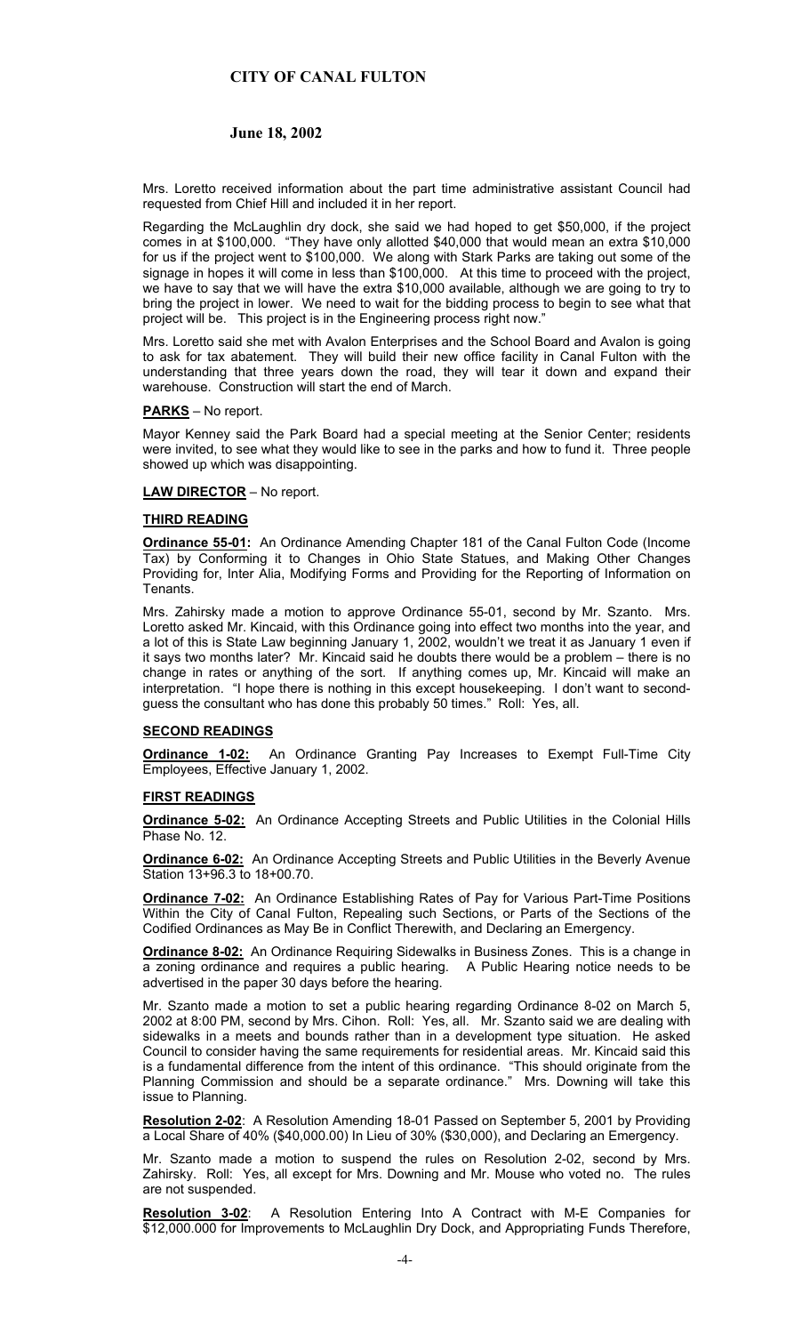Mrs. Loretto received information about the part time administrative assistant Council had requested from Chief Hill and included it in her report.

Regarding the McLaughlin dry dock, she said we had hoped to get $50,000, if the project comes in at $100,000. "They have only allotted $40,000 that would mean an extra $10,000 for us if the project went to $100,000. We along with Stark Parks are taking out some of the signage in hopes it will come in less than $100,000. At this time to proceed with the project, we have to say that we will have the extra $10,000 available, although we are going to try to bring the project in lower. We need to wait for the bidding process to begin to see what that project will be. This project is in the Engineering process right now."

Mrs. Loretto said she met with Avalon Enterprises and the School Board and Avalon is going to ask for tax abatement. They will build their new office facility in Canal Fulton with the understanding that three years down the road, they will tear it down and expand their warehouse. Construction will start the end of March.

**PARKS** – No report.

Mayor Kenney said the Park Board had a special meeting at the Senior Center; residents were invited, to see what they would like to see in the parks and how to fund it. Three people showed up which was disappointing.

**LAW DIRECTOR** – No report.

**THIRD READING**

**Ordinance 55-01:** An Ordinance Amending Chapter 181 of the Canal Fulton Code (Income Tax) by Conforming it to Changes in Ohio State Statues, and Making Other Changes Providing for, Inter Alia, Modifying Forms and Providing for the Reporting of Information on Tenants.

Mrs. Zahirsky made a motion to approve Ordinance 55-01, second by Mr. Szanto. Mrs. Loretto asked Mr. Kincaid, with this Ordinance going into effect two months into the year, and a lot of this is State Law beginning January 1, 2002, wouldn't we treat it as January 1 even if it says two months later? Mr. Kincaid said he doubts there would be a problem – there is no change in rates or anything of the sort. If anything comes up, Mr. Kincaid will make an interpretation. "I hope there is nothing in this except housekeeping. I don't want to second-guess the consultant who has done this probably 50 times." Roll: Yes, all.

**SECOND READINGS**

**Ordinance 1-02:** An Ordinance Granting Pay Increases to Exempt Full-Time City Employees, Effective January 1, 2002.

**FIRST READINGS**

**Ordinance 5-02:** An Ordinance Accepting Streets and Public Utilities in the Colonial Hills Phase No. 12.

**Ordinance 6-02:** An Ordinance Accepting Streets and Public Utilities in the Beverly Avenue Station 13+96.3 to 18+00.70.

**Ordinance 7-02:** An Ordinance Establishing Rates of Pay for Various Part-Time Positions Within the City of Canal Fulton, Repealing such Sections, or Parts of the Sections of the Codified Ordinances as May Be in Conflict Therewith, and Declaring an Emergency.

**Ordinance 8-02:** An Ordinance Requiring Sidewalks in Business Zones. This is a change in a zoning ordinance and requires a public hearing. A Public Hearing notice needs to be advertised in the paper 30 days before the hearing.

Mr. Szanto made a motion to set a public hearing regarding Ordinance 8-02 on March 5, 2002 at 8:00 PM, second by Mrs. Cihon. Roll: Yes, all. Mr. Szanto said we are dealing with sidewalks in a meets and bounds rather than in a development type situation. He asked Council to consider having the same requirements for residential areas. Mr. Kincaid said this is a fundamental difference from the intent of this ordinance. "This should originate from the Planning Commission and should be a separate ordinance." Mrs. Downing will take this issue to Planning.

**Resolution 2-02**: A Resolution Amending 18-01 Passed on September 5, 2001 by Providing a Local Share of 40% ($40,000.00) In Lieu of 30% ($30,000), and Declaring an Emergency.

Mr. Szanto made a motion to suspend the rules on Resolution 2-02, second by Mrs. Zahirsky. Roll: Yes, all except for Mrs. Downing and Mr. Mouse who voted no. The rules are not suspended.

**Resolution 3-02**: A Resolution Entering Into A Contract with M-E Companies for $12,000.000 for Improvements to McLaughlin Dry Dock, and Appropriating Funds Therefore,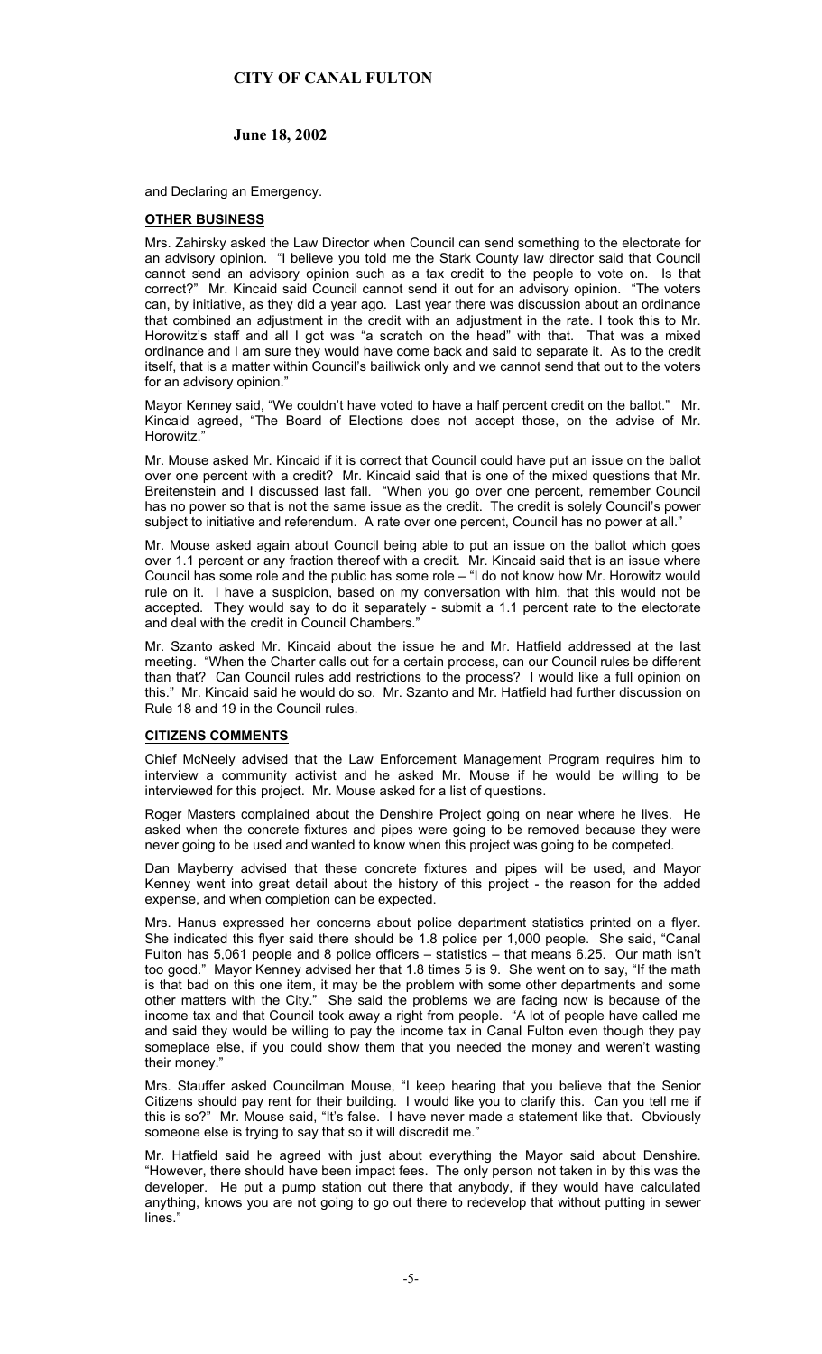and Declaring an Emergency.

## OTHER BUSINESS

Mrs. Zahirsky asked the Law Director when Council can send something to the electorate for an advisory opinion. "I believe you told me the Stark County law director said that Council cannot send an advisory opinion such as a tax credit to the people to vote on. Is that correct?" Mr. Kincaid said Council cannot send it out for an advisory opinion. "The voters can, by initiative, as they did a year ago. Last year there was discussion about an ordinance that combined an adjustment in the credit with an adjustment in the rate. I took this to Mr. Horowitz's staff and all I got was "a scratch on the head" with that. That was a mixed ordinance and I am sure they would have come back and said to separate it. As to the credit itself, that is a matter within Council's bailiwick only and we cannot send that out to the voters for an advisory opinion."

Mayor Kenney said, "We couldn't have voted to have a half percent credit on the ballot." Mr. Kincaid agreed, "The Board of Elections does not accept those, on the advise of Mr. Horowitz."

Mr. Mouse asked Mr. Kincaid if it is correct that Council could have put an issue on the ballot over one percent with a credit? Mr. Kincaid said that is one of the mixed questions that Mr. Breitenstein and I discussed last fall. "When you go over one percent, remember Council has no power so that is not the same issue as the credit. The credit is solely Council's power subject to initiative and referendum. A rate over one percent, Council has no power at all."

Mr. Mouse asked again about Council being able to put an issue on the ballot which goes over 1.1 percent or any fraction thereof with a credit. Mr. Kincaid said that is an issue where Council has some role and the public has some role – "I do not know how Mr. Horowitz would rule on it. I have a suspicion, based on my conversation with him, that this would not be accepted. They would say to do it separately - submit a 1.1 percent rate to the electorate and deal with the credit in Council Chambers."

Mr. Szanto asked Mr. Kincaid about the issue he and Mr. Hatfield addressed at the last meeting. "When the Charter calls out for a certain process, can our Council rules be different than that? Can Council rules add restrictions to the process? I would like a full opinion on this." Mr. Kincaid said he would do so. Mr. Szanto and Mr. Hatfield had further discussion on Rule 18 and 19 in the Council rules.

## CITIZENS COMMENTS

Chief McNeely advised that the Law Enforcement Management Program requires him to interview a community activist and he asked Mr. Mouse if he would be willing to be interviewed for this project. Mr. Mouse asked for a list of questions.

Roger Masters complained about the Denshire Project going on near where he lives. He asked when the concrete fixtures and pipes were going to be removed because they were never going to be used and wanted to know when this project was going to be competed.

Dan Mayberry advised that these concrete fixtures and pipes will be used, and Mayor Kenney went into great detail about the history of this project - the reason for the added expense, and when completion can be expected.

Mrs. Hanus expressed her concerns about police department statistics printed on a flyer. She indicated this flyer said there should be 1.8 police per 1,000 people. She said, "Canal Fulton has 5,061 people and 8 police officers – statistics – that means 6.25. Our math isn't too good." Mayor Kenney advised her that 1.8 times 5 is 9. She went on to say, "If the math is that bad on this one item, it may be the problem with some other departments and some other matters with the City." She said the problems we are facing now is because of the income tax and that Council took away a right from people. "A lot of people have called me and said they would be willing to pay the income tax in Canal Fulton even though they pay someplace else, if you could show them that you needed the money and weren't wasting their money."

Mrs. Stauffer asked Councilman Mouse, "I keep hearing that you believe that the Senior Citizens should pay rent for their building. I would like you to clarify this. Can you tell me if this is so?" Mr. Mouse said, "It's false. I have never made a statement like that. Obviously someone else is trying to say that so it will discredit me."

Mr. Hatfield said he agreed with just about everything the Mayor said about Denshire. "However, there should have been impact fees. The only person not taken in by this was the developer. He put a pump station out there that anybody, if they would have calculated anything, knows you are not going to go out there to redevelop that without putting in sewer lines."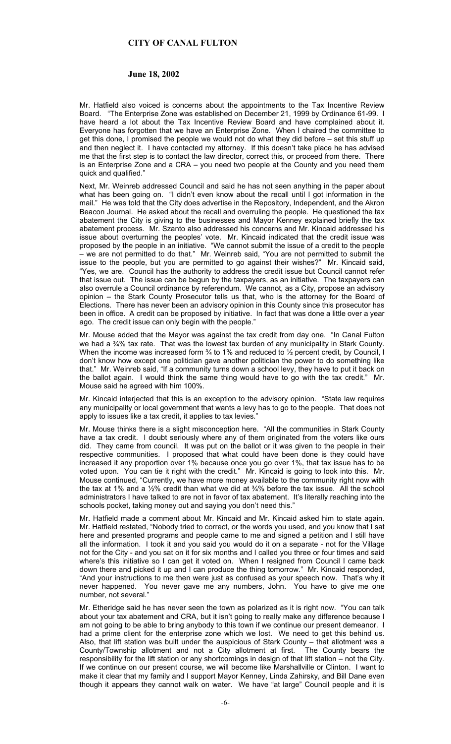Mr. Hatfield also voiced is concerns about the appointments to the Tax Incentive Review Board. "The Enterprise Zone was established on December 21, 1999 by Ordinance 61-99. I have heard a lot about the Tax Incentive Review Board and have complained about it. Everyone has forgotten that we have an Enterprise Zone. When I chaired the committee to get this done, I promised the people we would not do what they did before – set this stuff up and then neglect it. I have contacted my attorney. If this doesn't take place he has advised me that the first step is to contact the law director, correct this, or proceed from there. There is an Enterprise Zone and a CRA – you need two people at the County and you need them quick and qualified."

Next, Mr. Weinreb addressed Council and said he has not seen anything in the paper about what has been going on. "I didn't even know about the recall until I got information in the mail." He was told that the City does advertise in the Repository, Independent, and the Akron Beacon Journal. He asked about the recall and overruling the people. He questioned the tax abatement the City is giving to the businesses and Mayor Kenney explained briefly the tax abatement process. Mr. Szanto also addressed his concerns and Mr. Kincaid addressed his issue about overturning the peoples' vote. Mr. Kincaid indicated that the credit issue was proposed by the people in an initiative. "We cannot submit the issue of a credit to the people – we are not permitted to do that." Mr. Weinreb said, "You are not permitted to submit the issue to the people, but you are permitted to go against their wishes?" Mr. Kincaid said, "Yes, we are. Council has the authority to address the credit issue but Council cannot refer that issue out. The issue can be begun by the taxpayers, as an initiative. The taxpayers can also overrule a Council ordinance by referendum. We cannot, as a City, propose an advisory opinion – the Stark County Prosecutor tells us that, who is the attorney for the Board of Elections. There has never been an advisory opinion in this County since this prosecutor has been in office. A credit can be proposed by initiative. In fact that was done a little over a year ago. The credit issue can only begin with the people."

Mr. Mouse added that the Mayor was against the tax credit from day one. "In Canal Fulton we had a ¾% tax rate. That was the lowest tax burden of any municipality in Stark County. When the income was increased form ¾ to 1% and reduced to ½ percent credit, by Council, I don't know how except one politician gave another politician the power to do something like that." Mr. Weinreb said, "If a community turns down a school levy, they have to put it back on the ballot again. I would think the same thing would have to go with the tax credit." Mr. Mouse said he agreed with him 100%.

Mr. Kincaid interjected that this is an exception to the advisory opinion. "State law requires any municipality or local government that wants a levy has to go to the people. That does not apply to issues like a tax credit, it applies to tax levies."

Mr. Mouse thinks there is a slight misconception here. "All the communities in Stark County have a tax credit. I doubt seriously where any of them originated from the voters like ours did. They came from council. It was put on the ballot or it was given to the people in their respective communities. I proposed that what could have been done is they could have increased it any proportion over 1% because once you go over 1%, that tax issue has to be voted upon. You can tie it right with the credit." Mr. Kincaid is going to look into this. Mr. Mouse continued, "Currently, we have more money available to the community right now with the tax at 1% and a ½% credit than what we did at ¾% before the tax issue. All the school administrators I have talked to are not in favor of tax abatement. It's literally reaching into the schools pocket, taking money out and saying you don't need this."

Mr. Hatfield made a comment about Mr. Kincaid and Mr. Kincaid asked him to state again. Mr. Hatfield restated, "Nobody tried to correct, or the words you used, and you know that I sat here and presented programs and people came to me and signed a petition and I still have all the information. I took it and you said you would do it on a separate - not for the Village not for the City - and you sat on it for six months and I called you three or four times and said where's this initiative so I can get it voted on. When I resigned from Council I came back down there and picked it up and I can produce the thing tomorrow." Mr. Kincaid responded, "And your instructions to me then were just as confused as your speech now. That's why it never happened. You never gave me any numbers, John. You have to give me one number, not several."

Mr. Etheridge said he has never seen the town as polarized as it is right now. "You can talk about your tax abatement and CRA, but it isn't going to really make any difference because I am not going to be able to bring anybody to this town if we continue our present demeanor. I had a prime client for the enterprise zone which we lost. We need to get this behind us. Also, that lift station was built under the auspicious of Stark County – that allotment was a County/Township allotment and not a City allotment at first. The County bears the responsibility for the lift station or any shortcomings in design of that lift station – not the City. If we continue on our present course, we will become like Marshallville or Clinton. I want to make it clear that my family and I support Mayor Kenney, Linda Zahirsky, and Bill Dane even though it appears they cannot walk on water. We have "at large" Council people and it is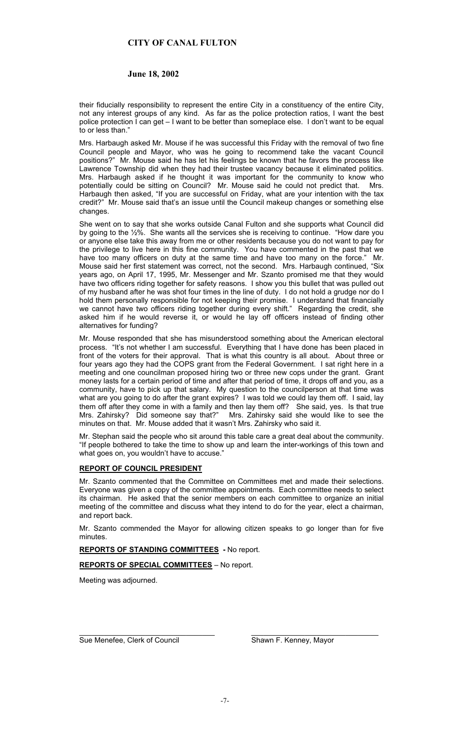their fiducially responsibility to represent the entire City in a constituency of the entire City, not any interest groups of any kind. As far as the police protection ratios, I want the best police protection I can get – I want to be better than someplace else. I don't want to be equal to or less than."

Mrs. Harbaugh asked Mr. Mouse if he was successful this Friday with the removal of two fine Council people and Mayor, who was he going to recommend take the vacant Council positions?" Mr. Mouse said he has let his feelings be known that he favors the process like Lawrence Township did when they had their trustee vacancy because it eliminated politics. Mrs. Harbaugh asked if he thought it was important for the community to know who potentially could be sitting on Council? Mr. Mouse said he could not predict that. Mrs. Harbaugh then asked, "If you are successful on Friday, what are your intention with the tax credit?" Mr. Mouse said that's an issue until the Council makeup changes or something else changes.

She went on to say that she works outside Canal Fulton and she supports what Council did by going to the ½%. She wants all the services she is receiving to continue. "How dare you or anyone else take this away from me or other residents because you do not want to pay for the privilege to live here in this fine community. You have commented in the past that we have too many officers on duty at the same time and have too many on the force." Mr. Mouse said her first statement was correct, not the second. Mrs. Harbaugh continued, "Six years ago, on April 17, 1995, Mr. Messenger and Mr. Szanto promised me that they would have two officers riding together for safety reasons. I show you this bullet that was pulled out of my husband after he was shot four times in the line of duty. I do not hold a grudge nor do I hold them personally responsible for not keeping their promise. I understand that financially we cannot have two officers riding together during every shift." Regarding the credit, she asked him if he would reverse it, or would he lay off officers instead of finding other alternatives for funding?

Mr. Mouse responded that she has misunderstood something about the American electoral process. "It's not whether I am successful. Everything that I have done has been placed in front of the voters for their approval. That is what this country is all about. About three or four years ago they had the COPS grant from the Federal Government. I sat right here in a meeting and one councilman proposed hiring two or three new cops under the grant. Grant money lasts for a certain period of time and after that period of time, it drops off and you, as a community, have to pick up that salary. My question to the councilperson at that time was what are you going to do after the grant expires? I was told we could lay them off. I said, lay them off after they come in with a family and then lay them off? She said, yes. Is that true Mrs. Zahirsky? Did someone say that?" Mrs. Zahirsky said she would like to see the minutes on that. Mr. Mouse added that it wasn't Mrs. Zahirsky who said it.

Mr. Stephan said the people who sit around this table care a great deal about the community. "If people bothered to take the time to show up and learn the inter-workings of this town and what goes on, you wouldn't have to accuse."

**REPORT OF COUNCIL PRESIDENT**

Mr. Szanto commented that the Committee on Committees met and made their selections. Everyone was given a copy of the committee appointments. Each committee needs to select its chairman. He asked that the senior members on each committee to organize an initial meeting of the committee and discuss what they intend to do for the year, elect a chairman, and report back.

Mr. Szanto commended the Mayor for allowing citizen speaks to go longer than for five minutes.

**REPORTS OF STANDING COMMITTEES** - No report.

**REPORTS OF SPECIAL COMMITTEES** – No report.

Meeting was adjourned.

Sue Menefee, Clerk of Council

Shawn F. Kenney, Mayor